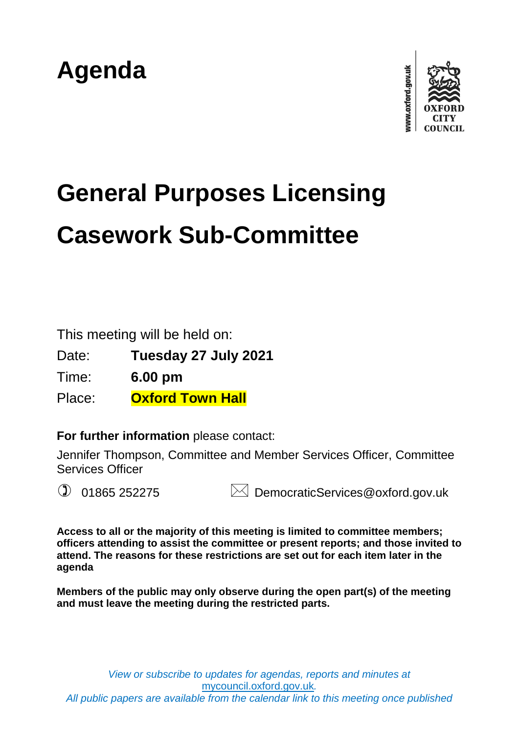# Agenda

www.oxford.gov.uk

OXFORD CITY COUNCIL

# General Purposes Licensing Casework Sub-Committee

This meeting will be held on:

Date: **Tuesday 27 July 2021**

Time: **6.00 pm**

Place: **Oxford Town Hall**

**For further information** please contact:

Jennifer Thompson, Committee and Member Services Officer, Committee Services Officer

01865 252275 DemocraticServices@oxford.gov.uk

**Access to all or the majority of this meeting is limited to committee members; officers attending to assist the committee or present reports; and those invited to attend. The reasons for these restrictions are set out for each item later in the agenda**

**Members of the public may only observe during the open part(s) of the meeting and must leave the meeting during the restricted parts.**

*View or subscribe to updates for agendas, reports and minutes at* mycouncil.oxford.gov.uk*.*
*All public papers are available from the calendar link to this meeting once published*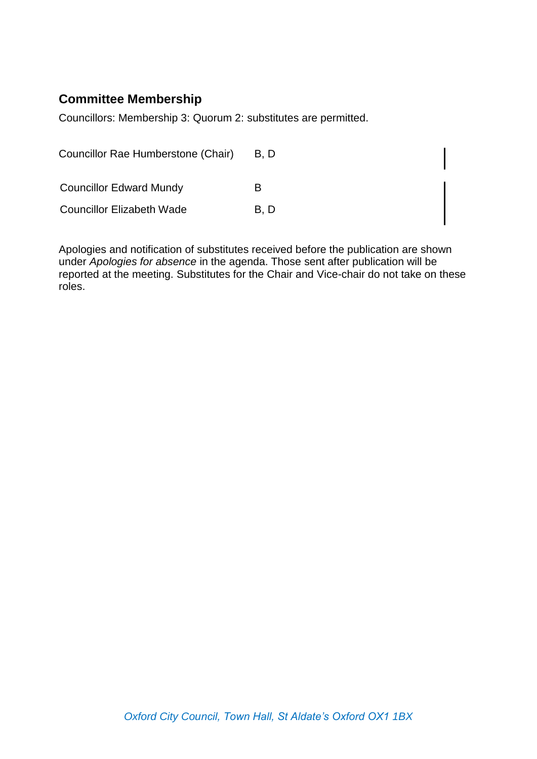## Committee Membership

Councillors: Membership 3: Quorum 2: substitutes are permitted.

| | |
|---|---|
| Councillor Rae Humberstone (Chair) | B, D |
| Councillor Edward Mundy | B |
| Councillor Elizabeth Wade | B, D |

Apologies and notification of substitutes received before the publication are shown under *Apologies for absence* in the agenda. Those sent after publication will be reported at the meeting. Substitutes for the Chair and Vice-chair do not take on these roles.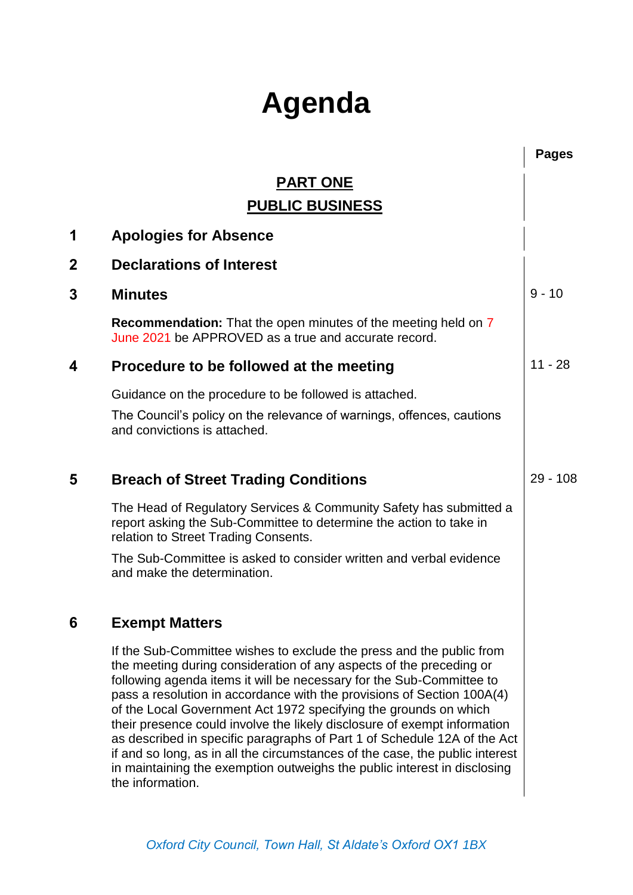# Agenda

**Pages**

## PART ONE
## PUBLIC BUSINESS

### 1 Apologies for Absence

### 2 Declarations of Interest

### 3 Minutes — 9 - 10

**Recommendation:** That the open minutes of the meeting held on 7 June 2021 be APPROVED as a true and accurate record.

### 4 Procedure to be followed at the meeting — 11 - 28

Guidance on the procedure to be followed is attached.

The Council's policy on the relevance of warnings, offences, cautions and convictions is attached.

### 5 Breach of Street Trading Conditions — 29 - 108

The Head of Regulatory Services & Community Safety has submitted a report asking the Sub-Committee to determine the action to take in relation to Street Trading Consents.

The Sub-Committee is asked to consider written and verbal evidence and make the determination.

### 6 Exempt Matters

If the Sub-Committee wishes to exclude the press and the public from the meeting during consideration of any aspects of the preceding or following agenda items it will be necessary for the Sub-Committee to pass a resolution in accordance with the provisions of Section 100A(4) of the Local Government Act 1972 specifying the grounds on which their presence could involve the likely disclosure of exempt information as described in specific paragraphs of Part 1 of Schedule 12A of the Act if and so long, as in all the circumstances of the case, the public interest in maintaining the exemption outweighs the public interest in disclosing the information.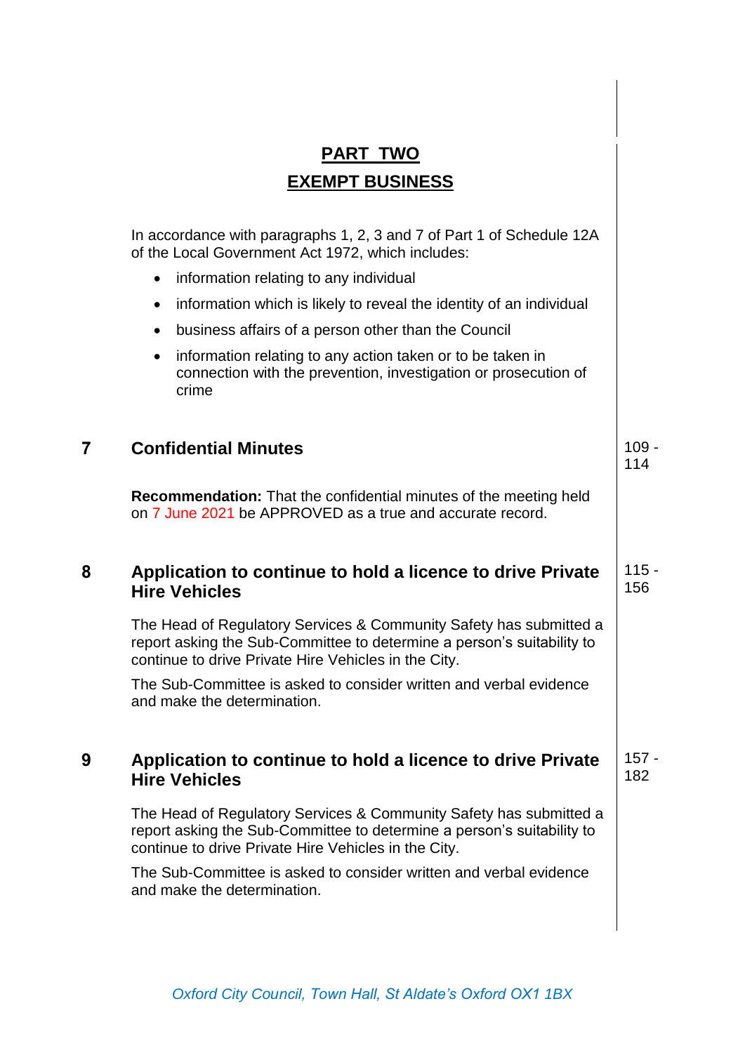# PART TWO

## EXEMPT BUSINESS

In accordance with paragraphs 1, 2, 3 and 7 of Part 1 of Schedule 12A of the Local Government Act 1972, which includes:

- information relating to any individual
- information which is likely to reveal the identity of an individual
- business affairs of a person other than the Council
- information relating to any action taken or to be taken in connection with the prevention, investigation or prosecution of crime

### 7 Confidential Minutes

109 - 114

**Recommendation:** That the confidential minutes of the meeting held on 7 June 2021 be APPROVED as a true and accurate record.

### 8 Application to continue to hold a licence to drive Private Hire Vehicles

115 - 156

The Head of Regulatory Services & Community Safety has submitted a report asking the Sub-Committee to determine a person's suitability to continue to drive Private Hire Vehicles in the City.

The Sub-Committee is asked to consider written and verbal evidence and make the determination.

### 9 Application to continue to hold a licence to drive Private Hire Vehicles

157 - 182

The Head of Regulatory Services & Community Safety has submitted a report asking the Sub-Committee to determine a person's suitability to continue to drive Private Hire Vehicles in the City.

The Sub-Committee is asked to consider written and verbal evidence and make the determination.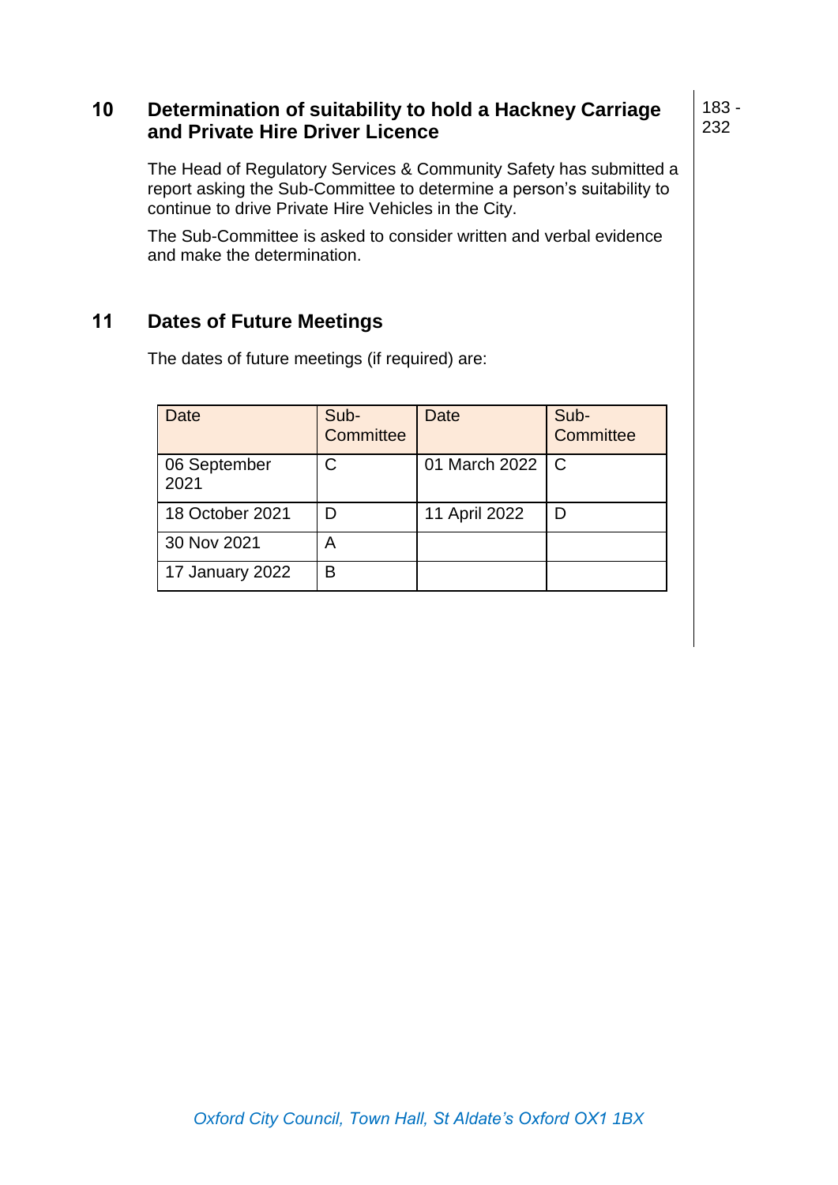## 10 Determination of suitability to hold a Hackney Carriage and Private Hire Driver Licence

183 - 232

The Head of Regulatory Services & Community Safety has submitted a report asking the Sub-Committee to determine a person's suitability to continue to drive Private Hire Vehicles in the City.

The Sub-Committee is asked to consider written and verbal evidence and make the determination.

## 11 Dates of Future Meetings

The dates of future meetings (if required) are:

| Date | Sub-Committee | Date | Sub-Committee |
|---|---|---|---|
| 06 September 2021 | C | 01 March 2022 | C |
| 18 October 2021 | D | 11 April 2022 | D |
| 30 Nov 2021 | A | | |
| 17 January 2022 | B | | |

*Oxford City Council, Town Hall, St Aldate's Oxford OX1 1BX*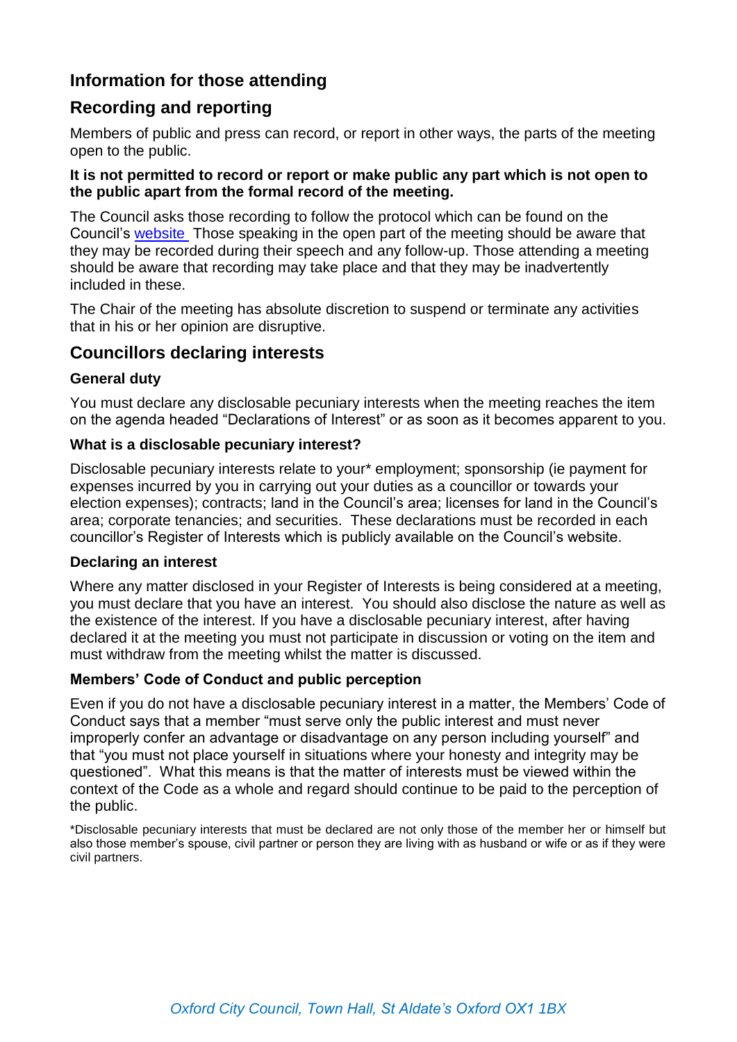## Information for those attending

## Recording and reporting

Members of public and press can record, or report in other ways, the parts of the meeting open to the public.

**It is not permitted to record or report or make public any part which is not open to the public apart from the formal record of the meeting.**

The Council asks those recording to follow the protocol which can be found on the Council's website Those speaking in the open part of the meeting should be aware that they may be recorded during their speech and any follow-up. Those attending a meeting should be aware that recording may take place and that they may be inadvertently included in these.

The Chair of the meeting has absolute discretion to suspend or terminate any activities that in his or her opinion are disruptive.

## Councillors declaring interests

### General duty

You must declare any disclosable pecuniary interests when the meeting reaches the item on the agenda headed "Declarations of Interest" or as soon as it becomes apparent to you.

### What is a disclosable pecuniary interest?

Disclosable pecuniary interests relate to your* employment; sponsorship (ie payment for expenses incurred by you in carrying out your duties as a councillor or towards your election expenses); contracts; land in the Council's area; licenses for land in the Council's area; corporate tenancies; and securities. These declarations must be recorded in each councillor's Register of Interests which is publicly available on the Council's website.

### Declaring an interest

Where any matter disclosed in your Register of Interests is being considered at a meeting, you must declare that you have an interest. You should also disclose the nature as well as the existence of the interest. If you have a disclosable pecuniary interest, after having declared it at the meeting you must not participate in discussion or voting on the item and must withdraw from the meeting whilst the matter is discussed.

### Members' Code of Conduct and public perception

Even if you do not have a disclosable pecuniary interest in a matter, the Members' Code of Conduct says that a member "must serve only the public interest and must never improperly confer an advantage or disadvantage on any person including yourself" and that "you must not place yourself in situations where your honesty and integrity may be questioned". What this means is that the matter of interests must be viewed within the context of the Code as a whole and regard should continue to be paid to the perception of the public.

*Disclosable pecuniary interests that must be declared are not only those of the member her or himself but also those member's spouse, civil partner or person they are living with as husband or wife or as if they were civil partners.